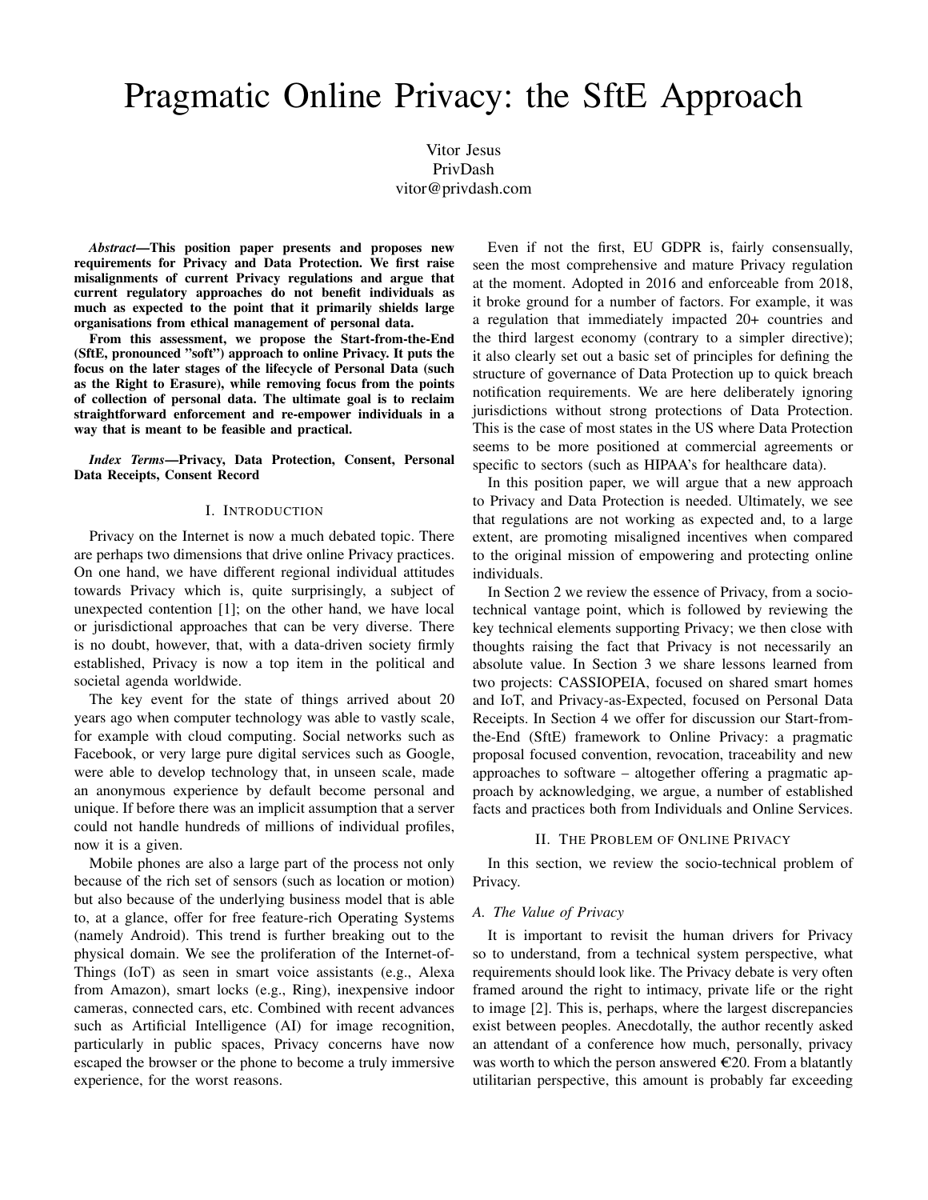# Pragmatic Online Privacy: the SftE Approach

Vitor Jesus
PrivDash
vitor@privdash.com

***Abstract*—This position paper presents and proposes new requirements for Privacy and Data Protection. We first raise misalignments of current Privacy regulations and argue that current regulatory approaches do not benefit individuals as much as expected to the point that it primarily shields large organisations from ethical management of personal data.**

**From this assessment, we propose the Start-from-the-End (SftE, pronounced "soft") approach to online Privacy. It puts the focus on the later stages of the lifecycle of Personal Data (such as the Right to Erasure), while removing focus from the points of collection of personal data. The ultimate goal is to reclaim straightforward enforcement and re-empower individuals in a way that is meant to be feasible and practical.**

***Index Terms*—Privacy, Data Protection, Consent, Personal Data Receipts, Consent Record**

## I. Introduction

Privacy on the Internet is now a much debated topic. There are perhaps two dimensions that drive online Privacy practices. On one hand, we have different regional individual attitudes towards Privacy which is, quite surprisingly, a subject of unexpected contention [1]; on the other hand, we have local or jurisdictional approaches that can be very diverse. There is no doubt, however, that, with a data-driven society firmly established, Privacy is now a top item in the political and societal agenda worldwide.

The key event for the state of things arrived about 20 years ago when computer technology was able to vastly scale, for example with cloud computing. Social networks such as Facebook, or very large pure digital services such as Google, were able to develop technology that, in unseen scale, made an anonymous experience by default become personal and unique. If before there was an implicit assumption that a server could not handle hundreds of millions of individual profiles, now it is a given.

Mobile phones are also a large part of the process not only because of the rich set of sensors (such as location or motion) but also because of the underlying business model that is able to, at a glance, offer for free feature-rich Operating Systems (namely Android). This trend is further breaking out to the physical domain. We see the proliferation of the Internet-of-Things (IoT) as seen in smart voice assistants (e.g., Alexa from Amazon), smart locks (e.g., Ring), inexpensive indoor cameras, connected cars, etc. Combined with recent advances such as Artificial Intelligence (AI) for image recognition, particularly in public spaces, Privacy concerns have now escaped the browser or the phone to become a truly immersive experience, for the worst reasons.

Even if not the first, EU GDPR is, fairly consensually, seen the most comprehensive and mature Privacy regulation at the moment. Adopted in 2016 and enforceable from 2018, it broke ground for a number of factors. For example, it was a regulation that immediately impacted 20+ countries and the third largest economy (contrary to a simpler directive); it also clearly set out a basic set of principles for defining the structure of governance of Data Protection up to quick breach notification requirements. We are here deliberately ignoring jurisdictions without strong protections of Data Protection. This is the case of most states in the US where Data Protection seems to be more positioned at commercial agreements or specific to sectors (such as HIPAA's for healthcare data).

In this position paper, we will argue that a new approach to Privacy and Data Protection is needed. Ultimately, we see that regulations are not working as expected and, to a large extent, are promoting misaligned incentives when compared to the original mission of empowering and protecting online individuals.

In Section 2 we review the essence of Privacy, from a socio-technical vantage point, which is followed by reviewing the key technical elements supporting Privacy; we then close with thoughts raising the fact that Privacy is not necessarily an absolute value. In Section 3 we share lessons learned from two projects: CASSIOPEIA, focused on shared smart homes and IoT, and Privacy-as-Expected, focused on Personal Data Receipts. In Section 4 we offer for discussion our Start-from-the-End (SftE) framework to Online Privacy: a pragmatic proposal focused convention, revocation, traceability and new approaches to software – altogether offering a pragmatic approach by acknowledging, we argue, a number of established facts and practices both from Individuals and Online Services.

## II. The Problem of Online Privacy

In this section, we review the socio-technical problem of Privacy.

### *A. The Value of Privacy*

It is important to revisit the human drivers for Privacy so to understand, from a technical system perspective, what requirements should look like. The Privacy debate is very often framed around the right to intimacy, private life or the right to image [2]. This is, perhaps, where the largest discrepancies exist between peoples. Anecdotally, the author recently asked an attendant of a conference how much, personally, privacy was worth to which the person answered €20. From a blatantly utilitarian perspective, this amount is probably far exceeding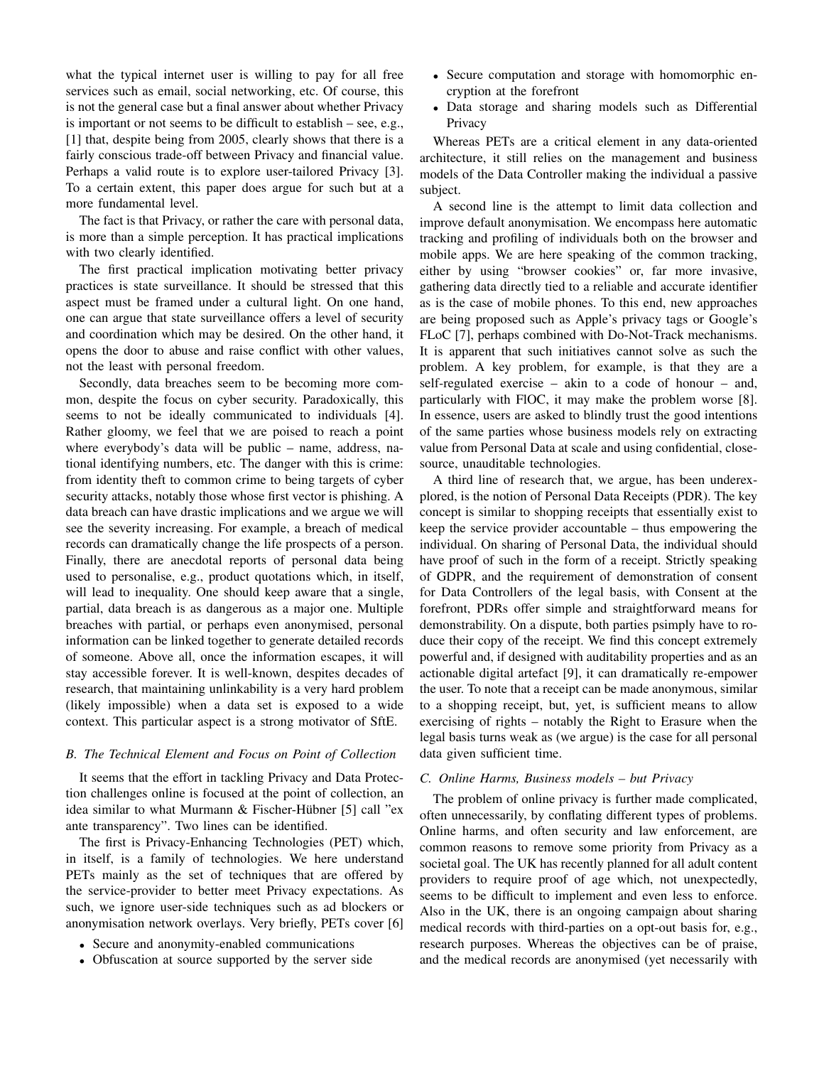what the typical internet user is willing to pay for all free services such as email, social networking, etc. Of course, this is not the general case but a final answer about whether Privacy is important or not seems to be difficult to establish – see, e.g., [1] that, despite being from 2005, clearly shows that there is a fairly conscious trade-off between Privacy and financial value. Perhaps a valid route is to explore user-tailored Privacy [3]. To a certain extent, this paper does argue for such but at a more fundamental level.

The fact is that Privacy, or rather the care with personal data, is more than a simple perception. It has practical implications with two clearly identified.

The first practical implication motivating better privacy practices is state surveillance. It should be stressed that this aspect must be framed under a cultural light. On one hand, one can argue that state surveillance offers a level of security and coordination which may be desired. On the other hand, it opens the door to abuse and raise conflict with other values, not the least with personal freedom.

Secondly, data breaches seem to be becoming more common, despite the focus on cyber security. Paradoxically, this seems to not be ideally communicated to individuals [4]. Rather gloomy, we feel that we are poised to reach a point where everybody's data will be public – name, address, national identifying numbers, etc. The danger with this is crime: from identity theft to common crime to being targets of cyber security attacks, notably those whose first vector is phishing. A data breach can have drastic implications and we argue we will see the severity increasing. For example, a breach of medical records can dramatically change the life prospects of a person. Finally, there are anecdotal reports of personal data being used to personalise, e.g., product quotations which, in itself, will lead to inequality. One should keep aware that a single, partial, data breach is as dangerous as a major one. Multiple breaches with partial, or perhaps even anonymised, personal information can be linked together to generate detailed records of someone. Above all, once the information escapes, it will stay accessible forever. It is well-known, despites decades of research, that maintaining unlinkability is a very hard problem (likely impossible) when a data set is exposed to a wide context. This particular aspect is a strong motivator of SftE.

### B. The Technical Element and Focus on Point of Collection

It seems that the effort in tackling Privacy and Data Protection challenges online is focused at the point of collection, an idea similar to what Murmann & Fischer-Hübner [5] call "ex ante transparency". Two lines can be identified.

The first is Privacy-Enhancing Technologies (PET) which, in itself, is a family of technologies. We here understand PETs mainly as the set of techniques that are offered by the service-provider to better meet Privacy expectations. As such, we ignore user-side techniques such as ad blockers or anonymisation network overlays. Very briefly, PETs cover [6]

- Secure and anonymity-enabled communications
- Obfuscation at source supported by the server side
- Secure computation and storage with homomorphic encryption at the forefront
- Data storage and sharing models such as Differential Privacy

Whereas PETs are a critical element in any data-oriented architecture, it still relies on the management and business models of the Data Controller making the individual a passive subject.

A second line is the attempt to limit data collection and improve default anonymisation. We encompass here automatic tracking and profiling of individuals both on the browser and mobile apps. We are here speaking of the common tracking, either by using "browser cookies" or, far more invasive, gathering data directly tied to a reliable and accurate identifier as is the case of mobile phones. To this end, new approaches are being proposed such as Apple's privacy tags or Google's FLoC [7], perhaps combined with Do-Not-Track mechanisms. It is apparent that such initiatives cannot solve as such the problem. A key problem, for example, is that they are a self-regulated exercise – akin to a code of honour – and, particularly with FlOC, it may make the problem worse [8]. In essence, users are asked to blindly trust the good intentions of the same parties whose business models rely on extracting value from Personal Data at scale and using confidential, close-source, unauditable technologies.

A third line of research that, we argue, has been underexplored, is the notion of Personal Data Receipts (PDR). The key concept is similar to shopping receipts that essentially exist to keep the service provider accountable – thus empowering the individual. On sharing of Personal Data, the individual should have proof of such in the form of a receipt. Strictly speaking of GDPR, and the requirement of demonstration of consent for Data Controllers of the legal basis, with Consent at the forefront, PDRs offer simple and straightforward means for demonstrability. On a dispute, both parties psimply have to roduce their copy of the receipt. We find this concept extremely powerful and, if designed with auditability properties and as an actionable digital artefact [9], it can dramatically re-empower the user. To note that a receipt can be made anonymous, similar to a shopping receipt, but, yet, is sufficient means to allow exercising of rights – notably the Right to Erasure when the legal basis turns weak as (we argue) is the case for all personal data given sufficient time.

### C. Online Harms, Business models – but Privacy

The problem of online privacy is further made complicated, often unnecessarily, by conflating different types of problems. Online harms, and often security and law enforcement, are common reasons to remove some priority from Privacy as a societal goal. The UK has recently planned for all adult content providers to require proof of age which, not unexpectedly, seems to be difficult to implement and even less to enforce. Also in the UK, there is an ongoing campaign about sharing medical records with third-parties on a opt-out basis for, e.g., research purposes. Whereas the objectives can be of praise, and the medical records are anonymised (yet necessarily with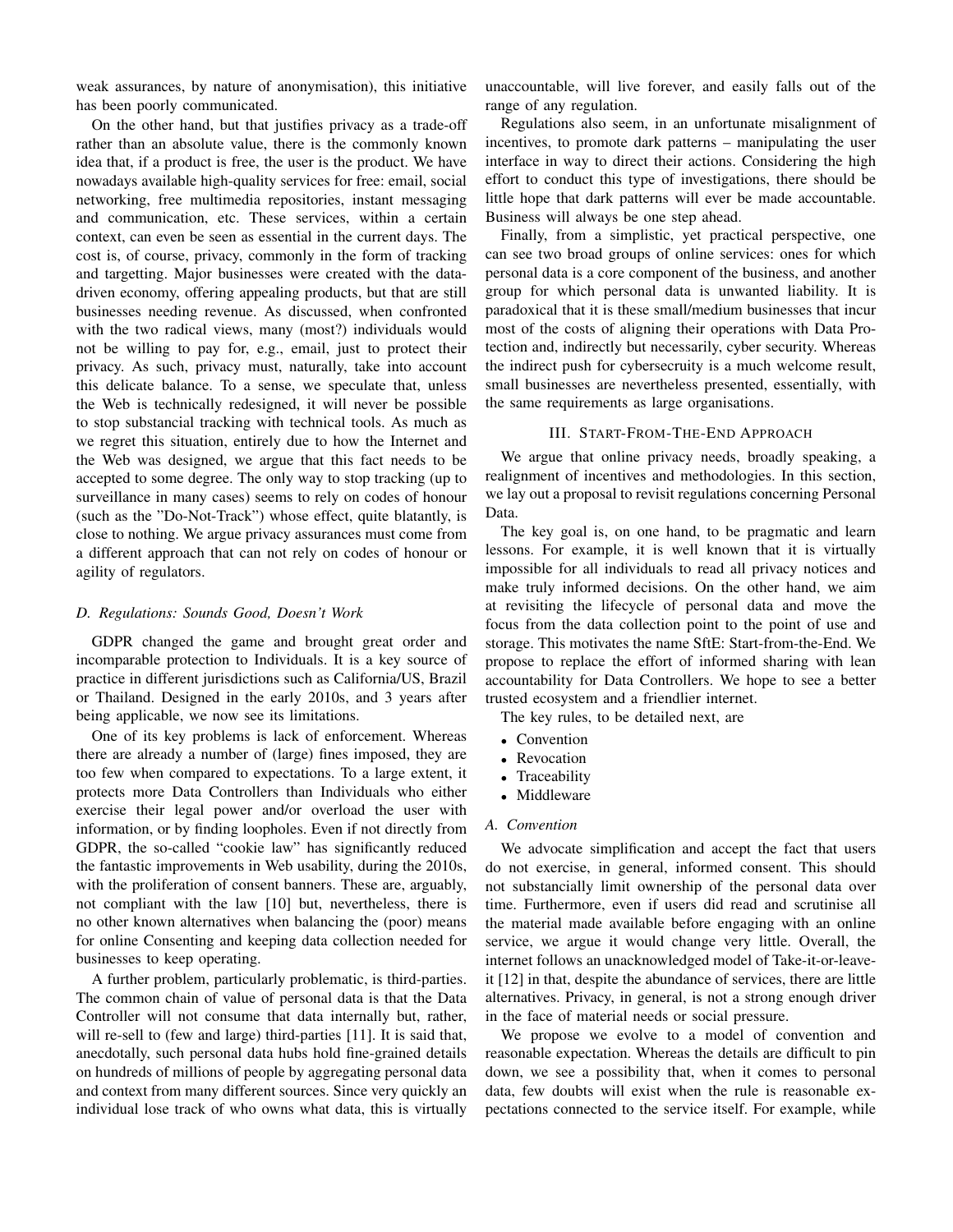weak assurances, by nature of anonymisation), this initiative has been poorly communicated.

On the other hand, but that justifies privacy as a trade-off rather than an absolute value, there is the commonly known idea that, if a product is free, the user is the product. We have nowadays available high-quality services for free: email, social networking, free multimedia repositories, instant messaging and communication, etc. These services, within a certain context, can even be seen as essential in the current days. The cost is, of course, privacy, commonly in the form of tracking and targetting. Major businesses were created with the data-driven economy, offering appealing products, but that are still businesses needing revenue. As discussed, when confronted with the two radical views, many (most?) individuals would not be willing to pay for, e.g., email, just to protect their privacy. As such, privacy must, naturally, take into account this delicate balance. To a sense, we speculate that, unless the Web is technically redesigned, it will never be possible to stop substancial tracking with technical tools. As much as we regret this situation, entirely due to how the Internet and the Web was designed, we argue that this fact needs to be accepted to some degree. The only way to stop tracking (up to surveillance in many cases) seems to rely on codes of honour (such as the "Do-Not-Track") whose effect, quite blatantly, is close to nothing. We argue privacy assurances must come from a different approach that can not rely on codes of honour or agility of regulators.

### D. Regulations: Sounds Good, Doesn't Work

GDPR changed the game and brought great order and incomparable protection to Individuals. It is a key source of practice in different jurisdictions such as California/US, Brazil or Thailand. Designed in the early 2010s, and 3 years after being applicable, we now see its limitations.

One of its key problems is lack of enforcement. Whereas there are already a number of (large) fines imposed, they are too few when compared to expectations. To a large extent, it protects more Data Controllers than Individuals who either exercise their legal power and/or overload the user with information, or by finding loopholes. Even if not directly from GDPR, the so-called "cookie law" has significantly reduced the fantastic improvements in Web usability, during the 2010s, with the proliferation of consent banners. These are, arguably, not compliant with the law [10] but, nevertheless, there is no other known alternatives when balancing the (poor) means for online Consenting and keeping data collection needed for businesses to keep operating.

A further problem, particularly problematic, is third-parties. The common chain of value of personal data is that the Data Controller will not consume that data internally but, rather, will re-sell to (few and large) third-parties [11]. It is said that, anecdotally, such personal data hubs hold fine-grained details on hundreds of millions of people by aggregating personal data and context from many different sources. Since very quickly an individual lose track of who owns what data, this is virtually unaccountable, will live forever, and easily falls out of the range of any regulation.

Regulations also seem, in an unfortunate misalignment of incentives, to promote dark patterns – manipulating the user interface in way to direct their actions. Considering the high effort to conduct this type of investigations, there should be little hope that dark patterns will ever be made accountable. Business will always be one step ahead.

Finally, from a simplistic, yet practical perspective, one can see two broad groups of online services: ones for which personal data is a core component of the business, and another group for which personal data is unwanted liability. It is paradoxical that it is these small/medium businesses that incur most of the costs of aligning their operations with Data Protection and, indirectly but necessarily, cyber security. Whereas the indirect push for cybersecruity is a much welcome result, small businesses are nevertheless presented, essentially, with the same requirements as large organisations.

## III. Start-From-The-End Approach

We argue that online privacy needs, broadly speaking, a realignment of incentives and methodologies. In this section, we lay out a proposal to revisit regulations concerning Personal Data.

The key goal is, on one hand, to be pragmatic and learn lessons. For example, it is well known that it is virtually impossible for all individuals to read all privacy notices and make truly informed decisions. On the other hand, we aim at revisiting the lifecycle of personal data and move the focus from the data collection point to the point of use and storage. This motivates the name SftE: Start-from-the-End. We propose to replace the effort of informed sharing with lean accountability for Data Controllers. We hope to see a better trusted ecosystem and a friendlier internet.

The key rules, to be detailed next, are

- Convention
- Revocation
- Traceability
- Middleware

### A. Convention

We advocate simplification and accept the fact that users do not exercise, in general, informed consent. This should not substancially limit ownership of the personal data over time. Furthermore, even if users did read and scrutinise all the material made available before engaging with an online service, we argue it would change very little. Overall, the internet follows an unacknowledged model of Take-it-or-leave-it [12] in that, despite the abundance of services, there are little alternatives. Privacy, in general, is not a strong enough driver in the face of material needs or social pressure.

We propose we evolve to a model of convention and reasonable expectation. Whereas the details are difficult to pin down, we see a possibility that, when it comes to personal data, few doubts will exist when the rule is reasonable expectations connected to the service itself. For example, while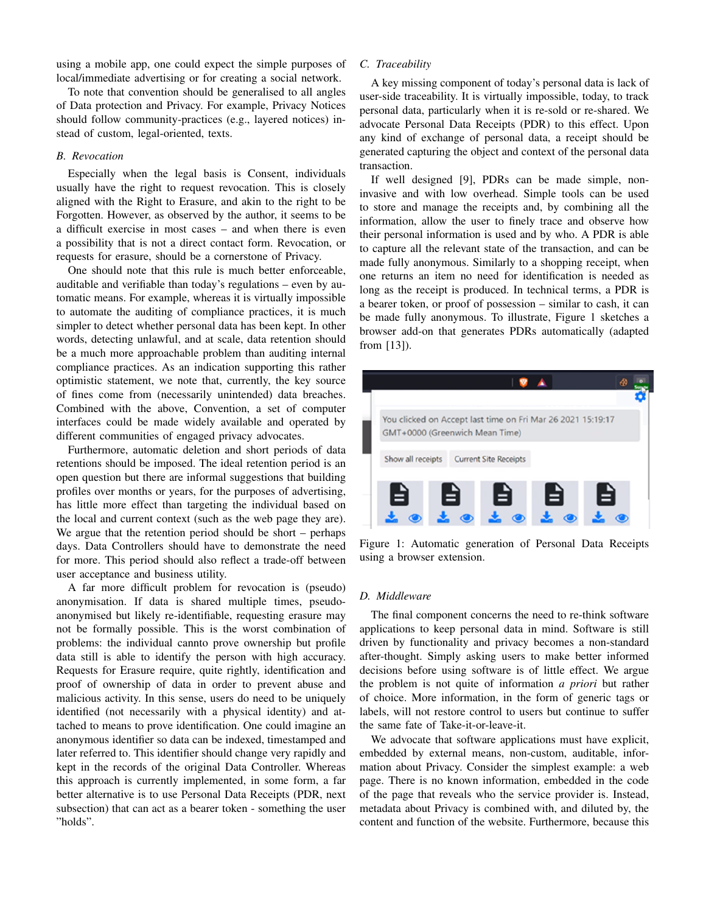using a mobile app, one could expect the simple purposes of local/immediate advertising or for creating a social network.

To note that convention should be generalised to all angles of Data protection and Privacy. For example, Privacy Notices should follow community-practices (e.g., layered notices) instead of custom, legal-oriented, texts.

### B. Revocation

Especially when the legal basis is Consent, individuals usually have the right to request revocation. This is closely aligned with the Right to Erasure, and akin to the right to be Forgotten. However, as observed by the author, it seems to be a difficult exercise in most cases – and when there is even a possibility that is not a direct contact form. Revocation, or requests for erasure, should be a cornerstone of Privacy.

One should note that this rule is much better enforceable, auditable and verifiable than today's regulations – even by automatic means. For example, whereas it is virtually impossible to automate the auditing of compliance practices, it is much simpler to detect whether personal data has been kept. In other words, detecting unlawful, and at scale, data retention should be a much more approachable problem than auditing internal compliance practices. As an indication supporting this rather optimistic statement, we note that, currently, the key source of fines come from (necessarily unintended) data breaches. Combined with the above, Convention, a set of computer interfaces could be made widely available and operated by different communities of engaged privacy advocates.

Furthermore, automatic deletion and short periods of data retentions should be imposed. The ideal retention period is an open question but there are informal suggestions that building profiles over months or years, for the purposes of advertising, has little more effect than targeting the individual based on the local and current context (such as the web page they are). We argue that the retention period should be short – perhaps days. Data Controllers should have to demonstrate the need for more. This period should also reflect a trade-off between user acceptance and business utility.

A far more difficult problem for revocation is (pseudo) anonymisation. If data is shared multiple times, pseudo-anonymised but likely re-identifiable, requesting erasure may not be formally possible. This is the worst combination of problems: the individual cannto prove ownership but profile data still is able to identify the person with high accuracy. Requests for Erasure require, quite rightly, identification and proof of ownership of data in order to prevent abuse and malicious activity. In this sense, users do need to be uniquely identified (not necessarily with a physical identity) and attached to means to prove identification. One could imagine an anonymous identifier so data can be indexed, timestamped and later referred to. This identifier should change very rapidly and kept in the records of the original Data Controller. Whereas this approach is currently implemented, in some form, a far better alternative is to use Personal Data Receipts (PDR, next subsection) that can act as a bearer token - something the user "holds".

### C. Traceability

A key missing component of today's personal data is lack of user-side traceability. It is virtually impossible, today, to track personal data, particularly when it is re-sold or re-shared. We advocate Personal Data Receipts (PDR) to this effect. Upon any kind of exchange of personal data, a receipt should be generated capturing the object and context of the personal data transaction.

If well designed [9], PDRs can be made simple, non-invasive and with low overhead. Simple tools can be used to store and manage the receipts and, by combining all the information, allow the user to finely trace and observe how their personal information is used and by who. A PDR is able to capture all the relevant state of the transaction, and can be made fully anonymous. Similarly to a shopping receipt, when one returns an item no need for identification is needed as long as the receipt is produced. In technical terms, a PDR is a bearer token, or proof of possession – similar to cash, it can be made fully anonymous. To illustrate, Figure 1 sketches a browser add-on that generates PDRs automatically (adapted from [13]).

Figure 1: Automatic generation of Personal Data Receipts using a browser extension.

### D. Middleware

The final component concerns the need to re-think software applications to keep personal data in mind. Software is still driven by functionality and privacy becomes a non-standard after-thought. Simply asking users to make better informed decisions before using software is of little effect. We argue the problem is not quite of information *a priori* but rather of choice. More information, in the form of generic tags or labels, will not restore control to users but continue to suffer the same fate of Take-it-or-leave-it.

We advocate that software applications must have explicit, embedded by external means, non-custom, auditable, information about Privacy. Consider the simplest example: a web page. There is no known information, embedded in the code of the page that reveals who the service provider is. Instead, metadata about Privacy is combined with, and diluted by, the content and function of the website. Furthermore, because this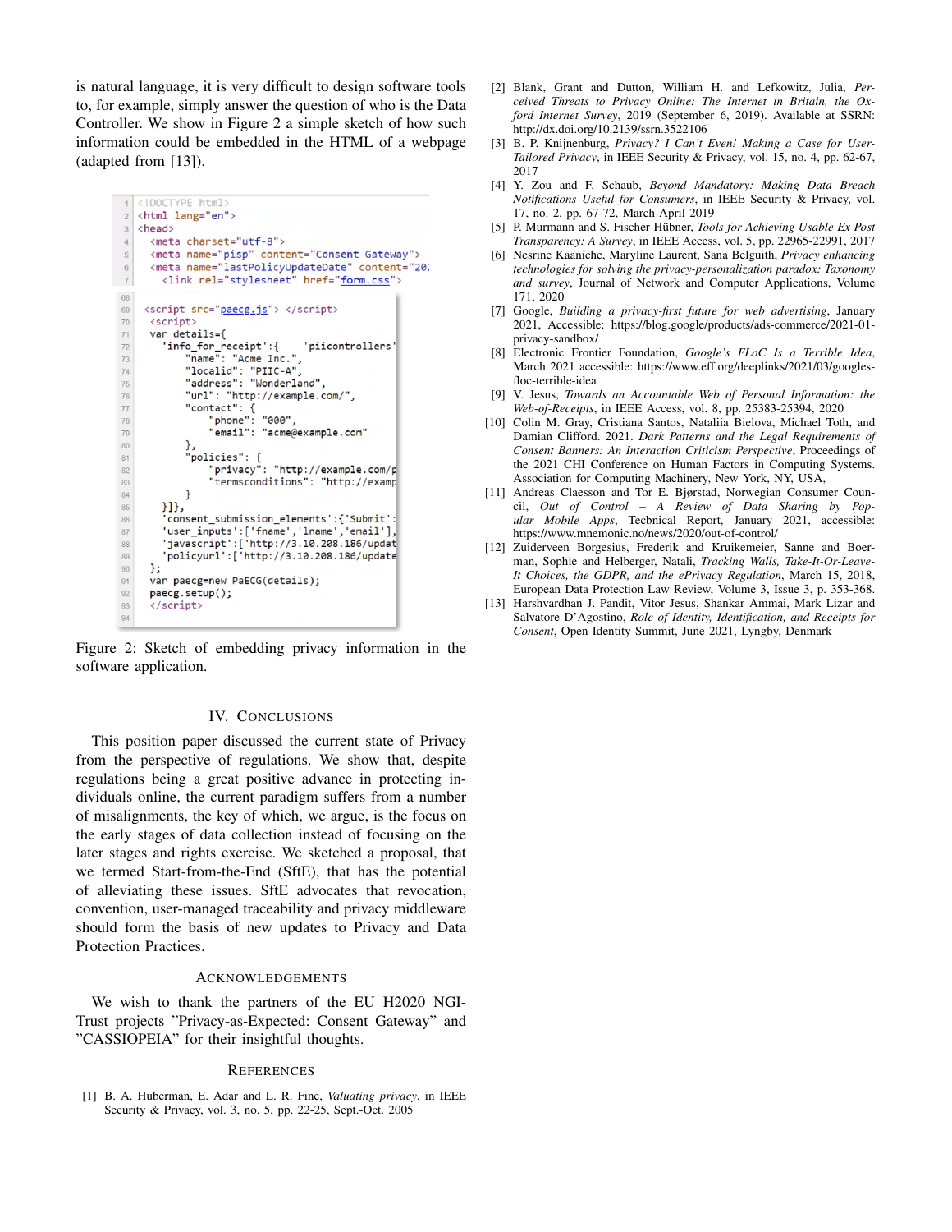is natural language, it is very difficult to design software tools to, for example, simply answer the question of who is the Data Controller. We show in Figure 2 a simple sketch of how such information could be embedded in the HTML of a webpage (adapted from [13]).

```
1  <!DOCTYPE html>
2  <html lang="en">
3  <head>
4    <meta charset="utf-8">
5    <meta name="pisp" content="Consent Gateway">
6    <meta name="lastPolicyUpdateDate" content="20:
7      <link rel="stylesheet" href="form.css">

68
69  <script src="paecg.js"> </script>
70  <script>
71  var details={
72      'info_for_receipt':{    'piicontrollers'
73          "name": "Acme Inc.",
74          "localid": "PIIC-A",
75          "address": "Wonderland",
76          "url": "http://example.com/",
77          "contact": {
78              "phone": "000",
79              "email": "acme@example.com"
80          },
81          "policies": {
82              "privacy": "http://example.com/p
83              "termsconditions": "http://examp
84          }
85      }]},
86      'consent_submission_elements':{'Submit':
87      'user_inputs':['fname','lname','email'],
88      'javascript':['http://3.10.208.186/updat
89      'policyurl':['http://3.10.208.186/update
90  };
91  var paecg=new PaECG(details);
92  paecg.setup();
93  </script>
94
```

Figure 2: Sketch of embedding privacy information in the software application.

## IV. Conclusions

This position paper discussed the current state of Privacy from the perspective of regulations. We show that, despite regulations being a great positive advance in protecting individuals online, the current paradigm suffers from a number of misalignments, the key of which, we argue, is the focus on the early stages of data collection instead of focusing on the later stages and rights exercise. We sketched a proposal, that we termed Start-from-the-End (SftE), that has the potential of alleviating these issues. SftE advocates that revocation, convention, user-managed traceability and privacy middleware should form the basis of new updates to Privacy and Data Protection Practices.

## Acknowledgements

We wish to thank the partners of the EU H2020 NGI-Trust projects "Privacy-as-Expected: Consent Gateway" and "CASSIOPEIA" for their insightful thoughts.

## References

[1] B. A. Huberman, E. Adar and L. R. Fine, *Valuating privacy*, in IEEE Security & Privacy, vol. 3, no. 5, pp. 22-25, Sept.-Oct. 2005

[2] Blank, Grant and Dutton, William H. and Lefkowitz, Julia, *Perceived Threats to Privacy Online: The Internet in Britain, the Oxford Internet Survey*, 2019 (September 6, 2019). Available at SSRN: http://dx.doi.org/10.2139/ssrn.3522106

[3] B. P. Knijnenburg, *Privacy? I Can't Even! Making a Case for User-Tailored Privacy*, in IEEE Security & Privacy, vol. 15, no. 4, pp. 62-67, 2017

[4] Y. Zou and F. Schaub, *Beyond Mandatory: Making Data Breach Notifications Useful for Consumers*, in IEEE Security & Privacy, vol. 17, no. 2, pp. 67-72, March-April 2019

[5] P. Murmann and S. Fischer-Hübner, *Tools for Achieving Usable Ex Post Transparency: A Survey*, in IEEE Access, vol. 5, pp. 22965-22991, 2017

[6] Nesrine Kaaniche, Maryline Laurent, Sana Belguith, *Privacy enhancing technologies for solving the privacy-personalization paradox: Taxonomy and survey*, Journal of Network and Computer Applications, Volume 171, 2020

[7] Google, *Building a privacy-first future for web advertising*, January 2021, Accessible: https://blog.google/products/ads-commerce/2021-01-privacy-sandbox/

[8] Electronic Frontier Foundation, *Google's FLoC Is a Terrible Idea*, March 2021 accessible: https://www.eff.org/deeplinks/2021/03/googles-floc-terrible-idea

[9] V. Jesus, *Towards an Accountable Web of Personal Information: the Web-of-Receipts*, in IEEE Access, vol. 8, pp. 25383-25394, 2020

[10] Colin M. Gray, Cristiana Santos, Nataliia Bielova, Michael Toth, and Damian Clifford. 2021. *Dark Patterns and the Legal Requirements of Consent Banners: An Interaction Criticism Perspective*, Proceedings of the 2021 CHI Conference on Human Factors in Computing Systems. Association for Computing Machinery, New York, NY, USA,

[11] Andreas Claesson and Tor E. Bjørstad, Norwegian Consumer Council, *Out of Control – A Review of Data Sharing by Popular Mobile Apps*, Tecbnical Report, January 2021, accessible: https://www.mnemonic.no/news/2020/out-of-control/

[12] Zuiderveen Borgesius, Frederik and Kruikemeier, Sanne and Boerman, Sophie and Helberger, Natali, *Tracking Walls, Take-It-Or-Leave-It Choices, the GDPR, and the ePrivacy Regulation*, March 15, 2018, European Data Protection Law Review, Volume 3, Issue 3, p. 353-368.

[13] Harshvardhan J. Pandit, Vitor Jesus, Shankar Ammai, Mark Lizar and Salvatore D'Agostino, *Role of Identity, Identification, and Receipts for Consent*, Open Identity Summit, June 2021, Lyngby, Denmark